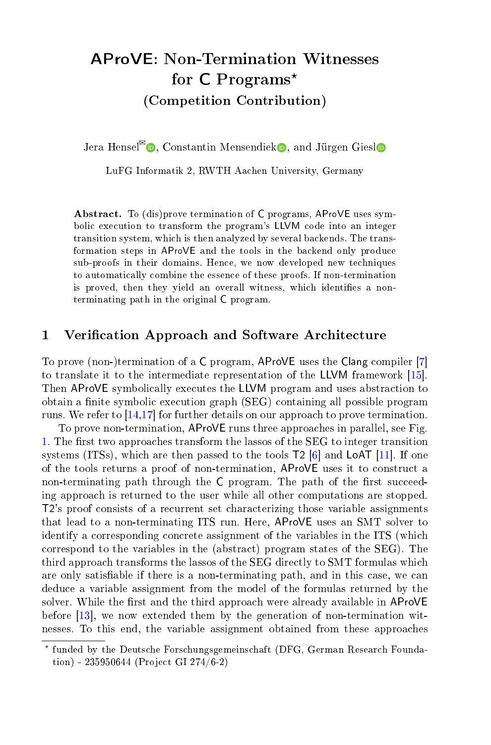# AProVE: Non-Termination Witnesses for C Programs*

## (Competition Contribution)

Jera Hensel✉, Constantin Mensendiek, and Jürgen Giesl

LuFG Informatik 2, RWTH Aachen University, Germany

**Abstract.** To (dis)prove termination of C programs, AProVE uses symbolic execution to transform the program's LLVM code into an integer transition system, which is then analyzed by several backends. The transformation steps in AProVE and the tools in the backend only produce sub-proofs in their domains. Hence, we now developed new techniques to automatically combine the essence of these proofs. If non-termination is proved, then they yield an overall witness, which identifies a non-terminating path in the original C program.

## 1 Verification Approach and Software Architecture

To prove (non-)termination of a C program, AProVE uses the Clang compiler [7] to translate it to the intermediate representation of the LLVM framework [15]. Then AProVE symbolically executes the LLVM program and uses abstraction to obtain a finite symbolic execution graph (SEG) containing all possible program runs. We refer to [14,17] for further details on our approach to prove termination.

To prove non-termination, AProVE runs three approaches in parallel, see Fig. 1. The first two approaches transform the lassos of the SEG to integer transition systems (ITSs), which are then passed to the tools T2 [6] and LoAT [11]. If one of the tools returns a proof of non-termination, AProVE uses it to construct a non-terminating path through the C program. The path of the first succeeding approach is returned to the user while all other computations are stopped. T2's proof consists of a recurrent set characterizing those variable assignments that lead to a non-terminating ITS run. Here, AProVE uses an SMT solver to identify a corresponding concrete assignment of the variables in the ITS (which correspond to the variables in the (abstract) program states of the SEG). The third approach transforms the lassos of the SEG directly to SMT formulas which are only satisfiable if there is a non-terminating path, and in this case, we can deduce a variable assignment from the model of the formulas returned by the solver. While the first and the third approach were already available in AProVE before [13], we now extended them by the generation of non-termination witnesses. To this end, the variable assignment obtained from these approaches

---

* funded by the Deutsche Forschungsgemeinschaft (DFG, German Research Foundation) - 235950644 (Project GI 274/6-2)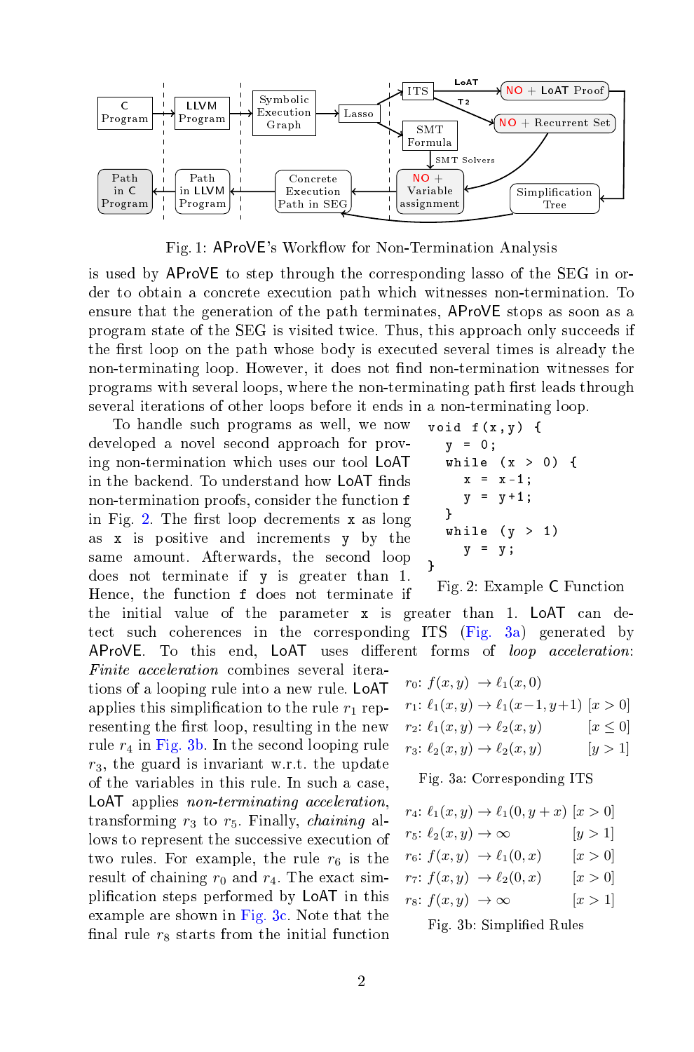Fig. 1: AProVE's Workflow for Non-Termination Analysis

is used by AProVE to step through the corresponding lasso of the SEG in order to obtain a concrete execution path which witnesses non-termination. To ensure that the generation of the path terminates, AProVE stops as soon as a program state of the SEG is visited twice. Thus, this approach only succeeds if the first loop on the path whose body is executed several times is already the non-terminating loop. However, it does not find non-termination witnesses for programs with several loops, where the non-terminating path first leads through several iterations of other loops before it ends in a non-terminating loop.

To handle such programs as well, we now developed a novel second approach for proving non-termination which uses our tool LoAT in the backend. To understand how LoAT finds non-termination proofs, consider the function `f` in Fig. 2. The first loop decrements `x` as long as `x` is positive and increments `y` by the same amount. Afterwards, the second loop does not terminate if `y` is greater than 1. Hence, the function `f` does not terminate if the initial value of the parameter `x` is greater than 1. LoAT can detect such coherences in the corresponding ITS (Fig. 3a) generated by AProVE. To this end, LoAT uses different forms of *loop acceleration*: *Finite acceleration* combines several iterations of a looping rule into a new rule. LoAT applies this simplification to the rule $r_1$ representing the first loop, resulting in the new rule $r_4$ in Fig. 3b. In the second looping rule $r_3$, the guard is invariant w.r.t. the update of the variables in this rule. In such a case, LoAT applies *non-terminating acceleration*, transforming $r_3$ to $r_5$. Finally, *chaining* allows to represent the successive execution of two rules. For example, the rule $r_6$ is the result of chaining $r_0$ and $r_4$. The exact simplification steps performed by LoAT in this example are shown in Fig. 3c. Note that the final rule $r_8$ starts from the initial function

```
void f(x,y) {
  y = 0;
  while (x > 0) {
    x = x-1;
    y = y+1;
  }
  while (y > 1)
    y = y;
}
```

Fig. 2: Example C Function

$r_0$: $f(x,y) \to \ell_1(x,0)$

$r_1$: $\ell_1(x,y) \to \ell_1(x-1,y+1)$ $[x>0]$

$r_2$: $\ell_1(x,y) \to \ell_2(x,y)$ $[x \leq 0]$

$r_3$: $\ell_2(x,y) \to \ell_2(x,y)$ $[y>1]$

Fig. 3a: Corresponding ITS

$r_4$: $\ell_1(x,y) \to \ell_1(0,y+x)$ $[x>0]$

$r_5$: $\ell_2(x,y) \to \infty$ $[y>1]$

$r_6$: $f(x,y) \to \ell_1(0,x)$ $[x>0]$

$r_7$: $f(x,y) \to \ell_2(0,x)$ $[x>0]$

$r_8$: $f(x,y) \to \infty$ $[x>1]$

Fig. 3b: Simplified Rules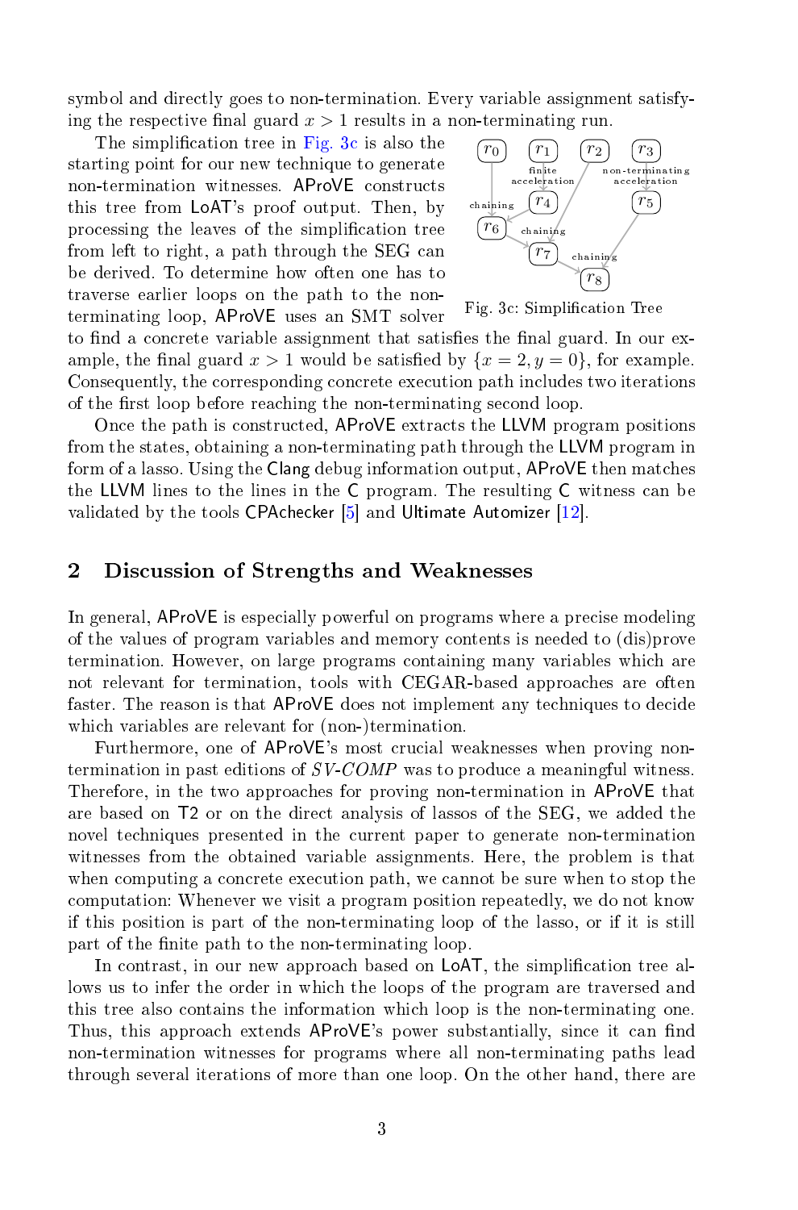symbol and directly goes to non-termination. Every variable assignment satisfying the respective final guard $x > 1$ results in a non-terminating run.

The simplification tree in Fig. 3c is also the starting point for our new technique to generate non-termination witnesses. AProVE constructs this tree from LoAT's proof output. Then, by processing the leaves of the simplification tree from left to right, a path through the SEG can be derived. To determine how often one has to traverse earlier loops on the path to the non-terminating loop, AProVE uses an SMT solver to find a concrete variable assignment that satisfies the final guard. In our example, the final guard $x > 1$ would be satisfied by $\{x = 2, y = 0\}$, for example. Consequently, the corresponding concrete execution path includes two iterations of the first loop before reaching the non-terminating second loop.

Fig. 3c: Simplification Tree

Once the path is constructed, AProVE extracts the LLVM program positions from the states, obtaining a non-terminating path through the LLVM program in form of a lasso. Using the Clang debug information output, AProVE then matches the LLVM lines to the lines in the C program. The resulting C witness can be validated by the tools CPAchecker [5] and Ultimate Automizer [12].

## 2 Discussion of Strengths and Weaknesses

In general, AProVE is especially powerful on programs where a precise modeling of the values of program variables and memory contents is needed to (dis)prove termination. However, on large programs containing many variables which are not relevant for termination, tools with CEGAR-based approaches are often faster. The reason is that AProVE does not implement any techniques to decide which variables are relevant for (non-)termination.

Furthermore, one of AProVE's most crucial weaknesses when proving non-termination in past editions of *SV-COMP* was to produce a meaningful witness. Therefore, in the two approaches for proving non-termination in AProVE that are based on T2 or on the direct analysis of lassos of the SEG, we added the novel techniques presented in the current paper to generate non-termination witnesses from the obtained variable assignments. Here, the problem is that when computing a concrete execution path, we cannot be sure when to stop the computation: Whenever we visit a program position repeatedly, we do not know if this position is part of the non-terminating loop of the lasso, or if it is still part of the finite path to the non-terminating loop.

In contrast, in our new approach based on LoAT, the simplification tree allows us to infer the order in which the loops of the program are traversed and this tree also contains the information which loop is the non-terminating one. Thus, this approach extends AProVE's power substantially, since it can find non-termination witnesses for programs where all non-terminating paths lead through several iterations of more than one loop. On the other hand, there are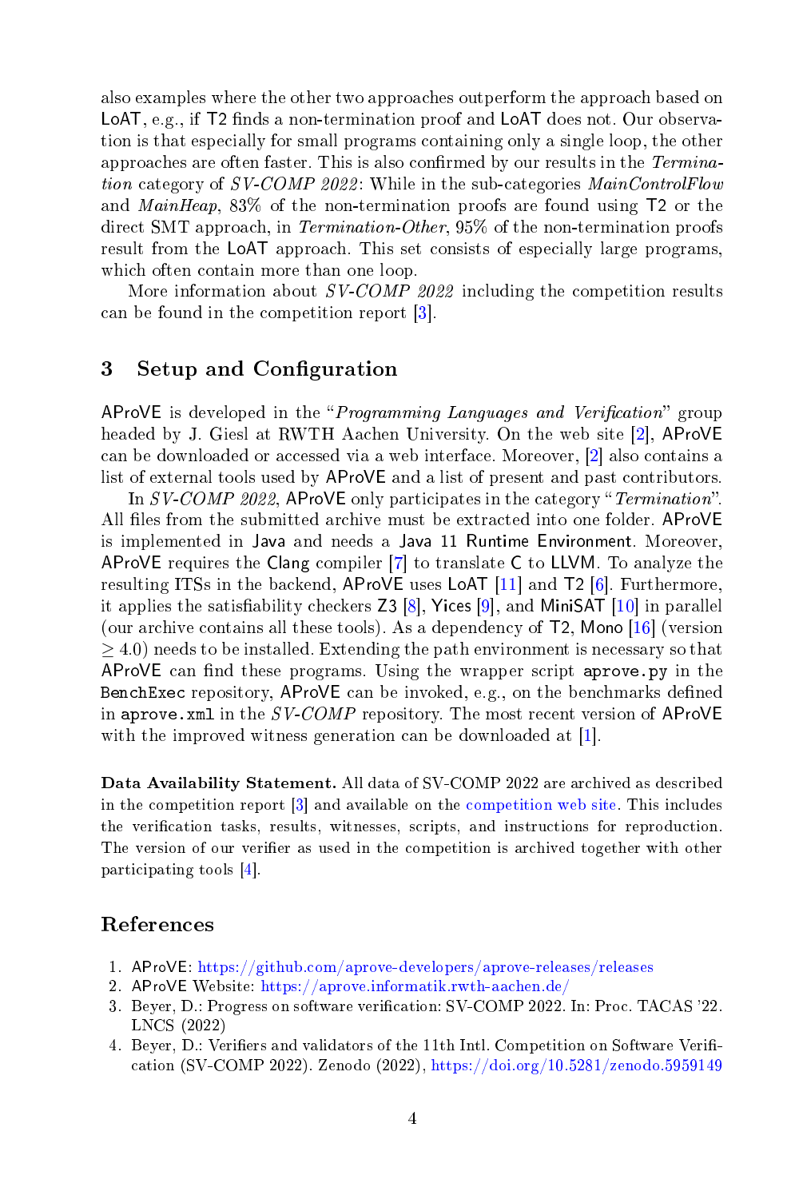also examples where the other two approaches outperform the approach based on LoAT, e.g., if T2 finds a non-termination proof and LoAT does not. Our observation is that especially for small programs containing only a single loop, the other approaches are often faster. This is also confirmed by our results in the *Termination* category of *SV-COMP 2022*: While in the sub-categories *MainControlFlow* and *MainHeap*, 83% of the non-termination proofs are found using T2 or the direct SMT approach, in *Termination-Other*, 95% of the non-termination proofs result from the LoAT approach. This set consists of especially large programs, which often contain more than one loop.

More information about *SV-COMP 2022* including the competition results can be found in the competition report [3].

## 3 Setup and Configuration

AProVE is developed in the "*Programming Languages and Verification*" group headed by J. Giesl at RWTH Aachen University. On the web site [2], AProVE can be downloaded or accessed via a web interface. Moreover, [2] also contains a list of external tools used by AProVE and a list of present and past contributors.

In *SV-COMP 2022*, AProVE only participates in the category "*Termination*". All files from the submitted archive must be extracted into one folder. AProVE is implemented in Java and needs a Java 11 Runtime Environment. Moreover, AProVE requires the Clang compiler [7] to translate C to LLVM. To analyze the resulting ITSs in the backend, AProVE uses LoAT [11] and T2 [6]. Furthermore, it applies the satisfiability checkers Z3 [8], Yices [9], and MiniSAT [10] in parallel (our archive contains all these tools). As a dependency of T2, Mono [16] (version $\geq 4.0$) needs to be installed. Extending the path environment is necessary so that AProVE can find these programs. Using the wrapper script `aprove.py` in the `BenchExec` repository, AProVE can be invoked, e.g., on the benchmarks defined in `aprove.xml` in the *SV-COMP* repository. The most recent version of AProVE with the improved witness generation can be downloaded at [1].

**Data Availability Statement.** All data of SV-COMP 2022 are archived as described in the competition report [3] and available on the competition web site. This includes the verification tasks, results, witnesses, scripts, and instructions for reproduction. The version of our verifier as used in the competition is archived together with other participating tools [4].

## References

1. AProVE: https://github.com/aprove-developers/aprove-releases/releases
2. AProVE Website: https://aprove.informatik.rwth-aachen.de/
3. Beyer, D.: Progress on software verification: SV-COMP 2022. In: Proc. TACAS '22. LNCS (2022)
4. Beyer, D.: Verifiers and validators of the 11th Intl. Competition on Software Verification (SV-COMP 2022). Zenodo (2022), https://doi.org/10.5281/zenodo.5959149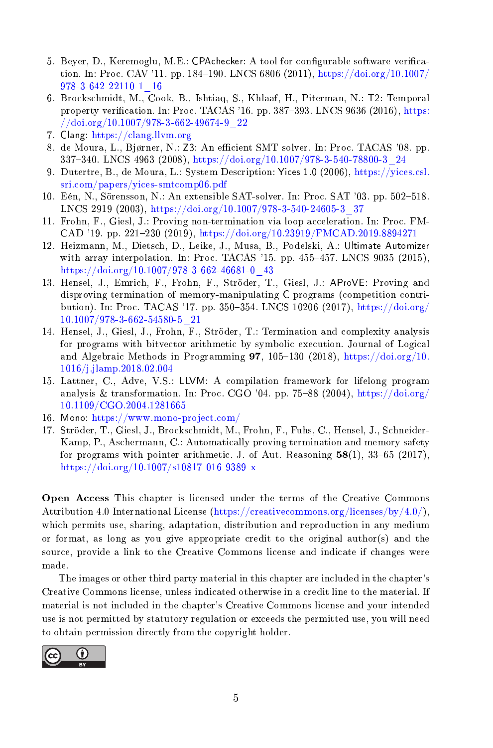5. Beyer, D., Keremoglu, M.E.: CPAchecker: A tool for configurable software verification. In: Proc. CAV '11. pp. 184–190. LNCS 6806 (2011), https://doi.org/10.1007/978-3-642-22110-1_16
6. Brockschmidt, M., Cook, B., Ishtiaq, S., Khlaaf, H., Piterman, N.: T2: Temporal property verification. In: Proc. TACAS '16. pp. 387–393. LNCS 9636 (2016), https://doi.org/10.1007/978-3-662-49674-9_22
7. Clang: https://clang.llvm.org
8. de Moura, L., Bjørner, N.: Z3: An efficient SMT solver. In: Proc. TACAS '08. pp. 337–340. LNCS 4963 (2008), https://doi.org/10.1007/978-3-540-78800-3_24
9. Dutertre, B., de Moura, L.: System Description: Yices 1.0 (2006), https://yices.csl.sri.com/papers/yices-smtcomp06.pdf
10. Eén, N., Sörensson, N.: An extensible SAT-solver. In: Proc. SAT '03. pp. 502–518. LNCS 2919 (2003), https://doi.org/10.1007/978-3-540-24605-3_37
11. Frohn, F., Giesl, J.: Proving non-termination via loop acceleration. In: Proc. FMCAD '19. pp. 221–230 (2019), https://doi.org/10.23919/FMCAD.2019.8894271
12. Heizmann, M., Dietsch, D., Leike, J., Musa, B., Podelski, A.: Ultimate Automizer with array interpolation. In: Proc. TACAS '15. pp. 455–457. LNCS 9035 (2015), https://doi.org/10.1007/978-3-662-46681-0_43
13. Hensel, J., Emrich, F., Frohn, F., Ströder, T., Giesl, J.: AProVE: Proving and disproving termination of memory-manipulating C programs (competition contribution). In: Proc. TACAS '17. pp. 350–354. LNCS 10206 (2017), https://doi.org/10.1007/978-3-662-54580-5_21
14. Hensel, J., Giesl, J., Frohn, F., Ströder, T.: Termination and complexity analysis for programs with bitvector arithmetic by symbolic execution. Journal of Logical and Algebraic Methods in Programming **97**, 105–130 (2018), https://doi.org/10.1016/j.jlamp.2018.02.004
15. Lattner, C., Adve, V.S.: LLVM: A compilation framework for lifelong program analysis & transformation. In: Proc. CGO '04. pp. 75–88 (2004), https://doi.org/10.1109/CGO.2004.1281665
16. Mono: https://www.mono-project.com/
17. Ströder, T., Giesl, J., Brockschmidt, M., Frohn, F., Fuhs, C., Hensel, J., Schneider-Kamp, P., Aschermann, C.: Automatically proving termination and memory safety for programs with pointer arithmetic. J. of Aut. Reasoning **58**(1), 33–65 (2017), https://doi.org/10.1007/s10817-016-9389-x

**Open Access** This chapter is licensed under the terms of the Creative Commons Attribution 4.0 International License (https://creativecommons.org/licenses/by/4.0/), which permits use, sharing, adaptation, distribution and reproduction in any medium or format, as long as you give appropriate credit to the original author(s) and the source, provide a link to the Creative Commons license and indicate if changes were made.

The images or other third party material in this chapter are included in the chapter's Creative Commons license, unless indicated otherwise in a credit line to the material. If material is not included in the chapter's Creative Commons license and your intended use is not permitted by statutory regulation or exceeds the permitted use, you will need to obtain permission directly from the copyright holder.